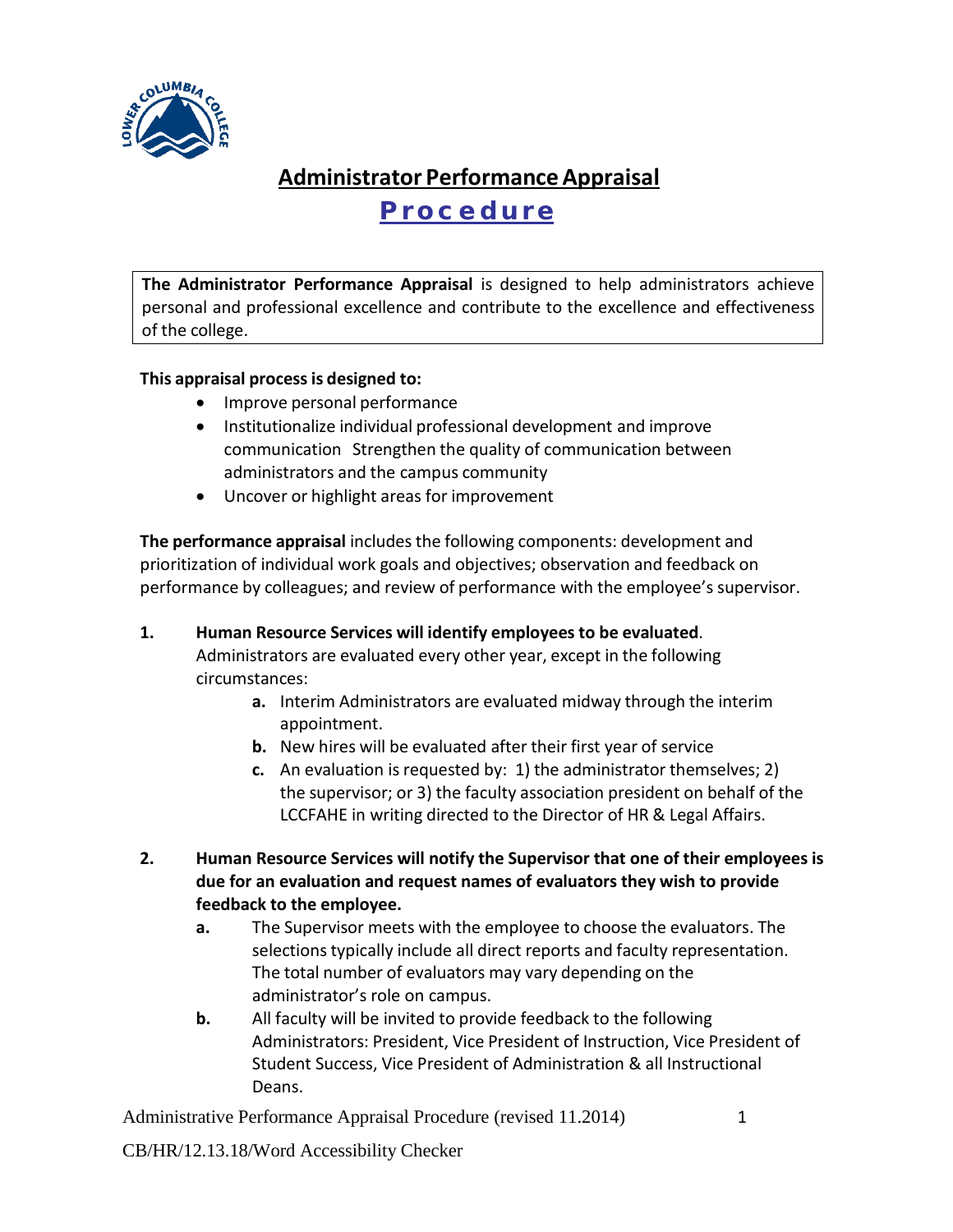# Administrator Performance Appraisal

## Procedure

**The Administrator Performance Appraisal** is designed to help administrators achieve personal and professional excellence and contribute to the excellence and effectiveness of the college.

**This appraisal process is designed to:**

- Improve personal performance
- Institutionalize individual professional development and improve communication Strengthen the quality of communication between administrators and the campus community
- Uncover or highlight areas for improvement

**The performance appraisal** includes the following components: development and prioritization of individual work goals and objectives; observation and feedback on performance by colleagues; and review of performance with the employee's supervisor.

1. **Human Resource Services will identify employees to be evaluated**. Administrators are evaluated every other year, except in the following circumstances:
   - **a.** Interim Administrators are evaluated midway through the interim appointment.
   - **b.** New hires will be evaluated after their first year of service
   - **c.** An evaluation is requested by: 1) the administrator themselves; 2) the supervisor; or 3) the faculty association president on behalf of the LCCFAHE in writing directed to the Director of HR & Legal Affairs.

2. **Human Resource Services will notify the Supervisor that one of their employees is due for an evaluation and request names of evaluators they wish to provide feedback to the employee.**
   - **a.** The Supervisor meets with the employee to choose the evaluators. The selections typically include all direct reports and faculty representation. The total number of evaluators may vary depending on the administrator's role on campus.
   - **b.** All faculty will be invited to provide feedback to the following Administrators: President, Vice President of Instruction, Vice President of Student Success, Vice President of Administration & all Instructional Deans.

Administrative Performance Appraisal Procedure (revised 11.2014)

CB/HR/12.13.18/Word Accessibility Checker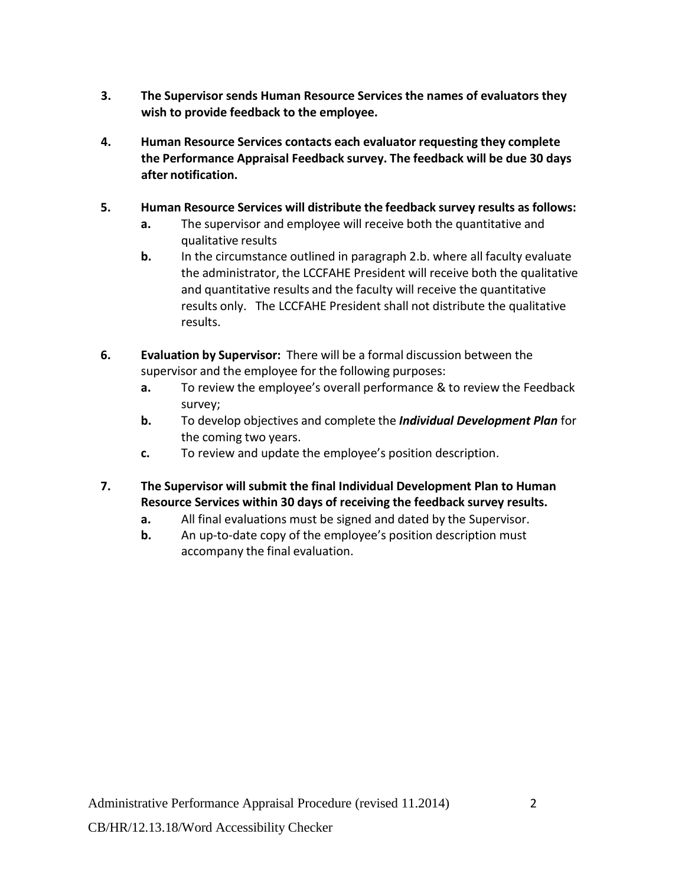3. **The Supervisor sends Human Resource Services the names of evaluators they wish to provide feedback to the employee.**

4. **Human Resource Services contacts each evaluator requesting they complete the Performance Appraisal Feedback survey. The feedback will be due 30 days after notification.**

5. **Human Resource Services will distribute the feedback survey results as follows:**
   - **a.** The supervisor and employee will receive both the quantitative and qualitative results
   - **b.** In the circumstance outlined in paragraph 2.b. where all faculty evaluate the administrator, the LCCFAHE President will receive both the qualitative and quantitative results and the faculty will receive the quantitative results only. The LCCFAHE President shall not distribute the qualitative results.

6. **Evaluation by Supervisor:** There will be a formal discussion between the supervisor and the employee for the following purposes:
   - **a.** To review the employee's overall performance & to review the Feedback survey;
   - **b.** To develop objectives and complete the ***Individual Development Plan*** for the coming two years.
   - **c.** To review and update the employee's position description.

7. **The Supervisor will submit the final Individual Development Plan to Human Resource Services within 30 days of receiving the feedback survey results.**
   - **a.** All final evaluations must be signed and dated by the Supervisor.
   - **b.** An up-to-date copy of the employee's position description must accompany the final evaluation.

Administrative Performance Appraisal Procedure (revised 11.2014)

CB/HR/12.13.18/Word Accessibility Checker